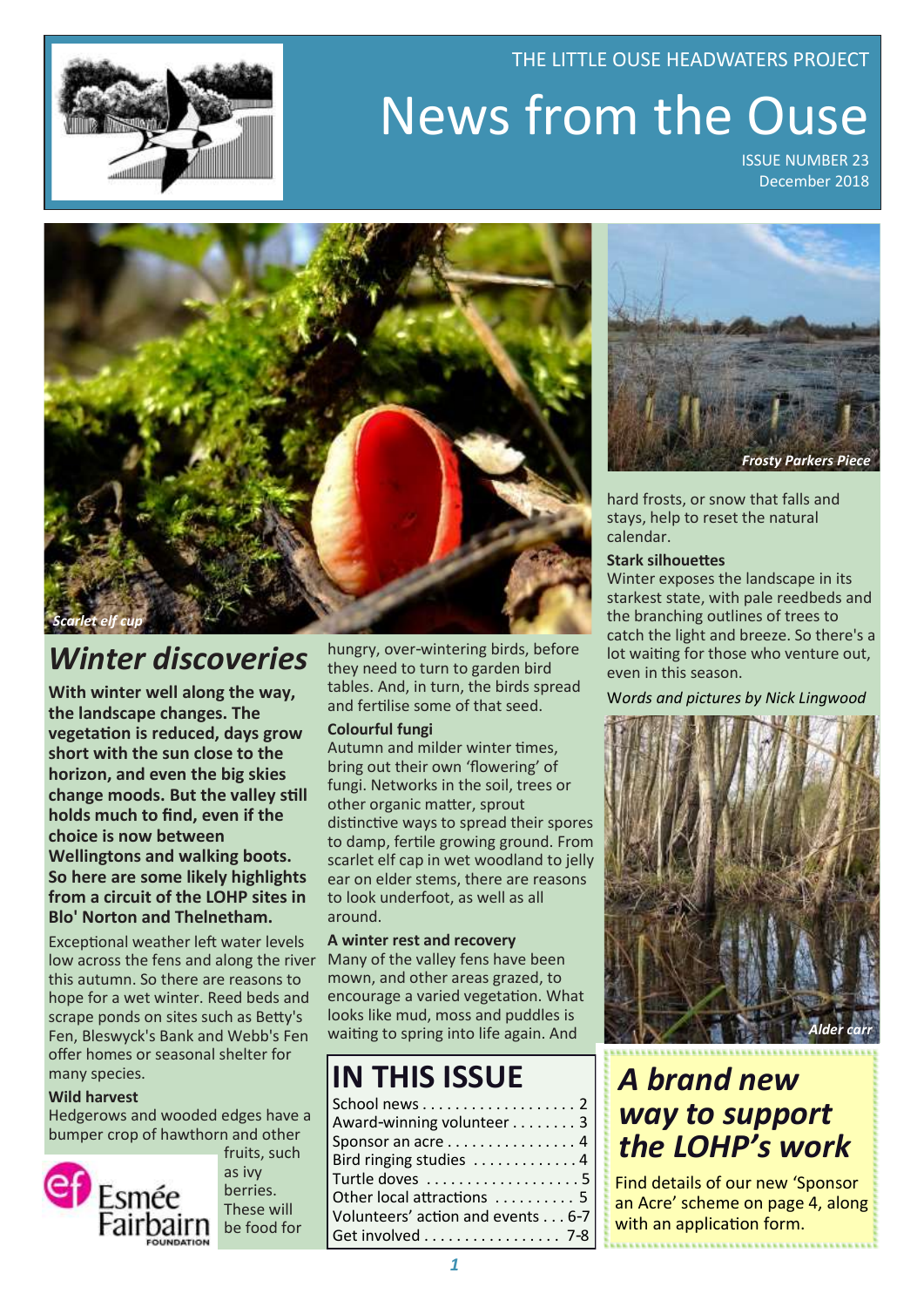THE LITTLE OUSE HEADWATERS PROJECT

# News from the Ouse

ISSUE NUMBER 23
December 2018

Scarlet elf cup

## Winter discoveries

**With winter well along the way, the landscape changes. The vegetation is reduced, days grow short with the sun close to the horizon, and even the big skies change moods. But the valley still holds much to find, even if the choice is now between Wellingtons and walking boots. So here are some likely highlights from a circuit of the LOHP sites in Blo' Norton and Thelnetham.**

Exceptional weather left water levels low across the fens and along the river this autumn. So there are reasons to hope for a wet winter. Reed beds and scrape ponds on sites such as Betty's Fen, Bleswyck's Bank and Webb's Fen offer homes or seasonal shelter for many species.

**Wild harvest**

Hedgerows and wooded edges have a bumper crop of hawthorn and other fruits, such as ivy berries. These will be food for hungry, over-wintering birds, before they need to turn to garden bird tables. And, in turn, the birds spread and fertilise some of that seed.

**Colourful fungi**

Autumn and milder winter times, bring out their own 'flowering' of fungi. Networks in the soil, trees or other organic matter, sprout distinctive ways to spread their spores to damp, fertile growing ground. From scarlet elf cap in wet woodland to jelly ear on elder stems, there are reasons to look underfoot, as well as all around.

**A winter rest and recovery**

Many of the valley fens have been mown, and other areas grazed, to encourage a varied vegetation. What looks like mud, moss and puddles is waiting to spring into life again. And hard frosts, or snow that falls and stays, help to reset the natural calendar.

Frosty Parkers Piece

**Stark silhouettes**

Winter exposes the landscape in its starkest state, with pale reedbeds and the branching outlines of trees to catch the light and breeze. So there's a lot waiting for those who venture out, even in this season.

*Words and pictures by Nick Lingwood*

Alder carr

## IN THIS ISSUE

| | |
|---|---|
| School news | 2 |
| Award-winning volunteer | 3 |
| Sponsor an acre | 4 |
| Bird ringing studies | 4 |
| Turtle doves | 5 |
| Other local attractions | 5 |
| Volunteers' action and events | 6-7 |
| Get involved | 7-8 |

## *A brand new way to support the LOHP's work*

Find details of our new 'Sponsor an Acre' scheme on page 4, along with an application form.

Esmée Fairbairn FOUNDATION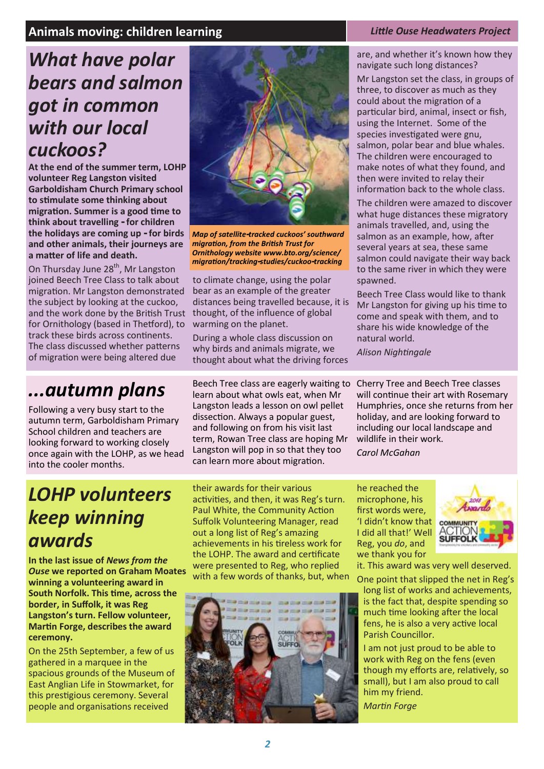Animals moving: children learning

*Little Ouse Headwaters Project*

# *What have polar bears and salmon got in common with our local cuckoos?*

**At the end of the summer term, LOHP volunteer Reg Langston visited Garboldisham Church Primary school to stimulate some thinking about migration. Summer is a good time to think about travelling - for children the holidays are coming up - for birds and other animals, their journeys are a matter of life and death.**

On Thursday June 28th, Mr Langston joined Beech Tree Class to talk about migration. Mr Langston demonstrated the subject by looking at the cuckoo, and the work done by the British Trust for Ornithology (based in Thetford), to track these birds across continents. The class discussed whether patterns of migration were being altered due to climate change, using the polar bear as an example of the greater distances being travelled because, it is thought, of the influence of global warming on the planet.

*Map of satellite-tracked cuckoos' southward migration, from the British Trust for Ornithology website www.bto.org/science/migration/tracking-studies/cuckoo-tracking*

During a whole class discussion on why birds and animals migrate, we thought about what the driving forces are, and whether it's known how they navigate such long distances?

Mr Langston set the class, in groups of three, to discover as much as they could about the migration of a particular bird, animal, insect or fish, using the Internet. Some of the species investigated were gnu, salmon, polar bear and blue whales. The children were encouraged to make notes of what they found, and then were invited to relay their information back to the whole class.

The children were amazed to discover what huge distances these migratory animals travelled, and, using the salmon as an example, how, after several years at sea, these same salmon could navigate their way back to the same river in which they were spawned.

Beech Tree Class would like to thank Mr Langston for giving up his time to come and speak with them, and to share his wide knowledge of the natural world.

*Alison Nightingale*

# *...autumn plans*

Following a very busy start to the autumn term, Garboldisham Primary School children and teachers are looking forward to working closely once again with the LOHP, as we head into the cooler months.

Beech Tree class are eagerly waiting to learn about what owls eat, when Mr Langston leads a lesson on owl pellet dissection. Always a popular guest, and following on from his visit last term, Rowan Tree class are hoping Mr Langston will pop in so that they too can learn more about migration.

Cherry Tree and Beech Tree classes will continue their art with Rosemary Humphries, once she returns from her holiday, and are looking forward to including our local landscape and wildlife in their work.

*Carol McGahan*

# *LOHP volunteers keep winning awards*

**In the last issue of *News from the Ouse* we reported on Graham Moates winning a volunteering award in South Norfolk. This time, across the border, in Suffolk, it was Reg Langston's turn. Fellow volunteer, Martin Forge, describes the award ceremony.**

On the 25th September, a few of us gathered in a marquee in the spacious grounds of the Museum of East Anglian Life in Stowmarket, for this prestigious ceremony. Several people and organisations received their awards for their various activities, and then, it was Reg's turn. Paul White, the Community Action Suffolk Volunteering Manager, read out a long list of Reg's amazing achievements in his tireless work for the LOHP. The award and certificate were presented to Reg, who replied with a few words of thanks, but, when he reached the microphone, his first words were, 'I didn't know that I did all that!' Well Reg, you *do*, and we thank you for it. This award was very well deserved.

One point that slipped the net in Reg's long list of works and achievements, is the fact that, despite spending so much time looking after the local fens, he is also a very active local Parish Councillor.

I am not just proud to be able to work with Reg on the fens (even though my efforts are, relatively, so small), but I am also proud to call him my friend.

*Martin Forge*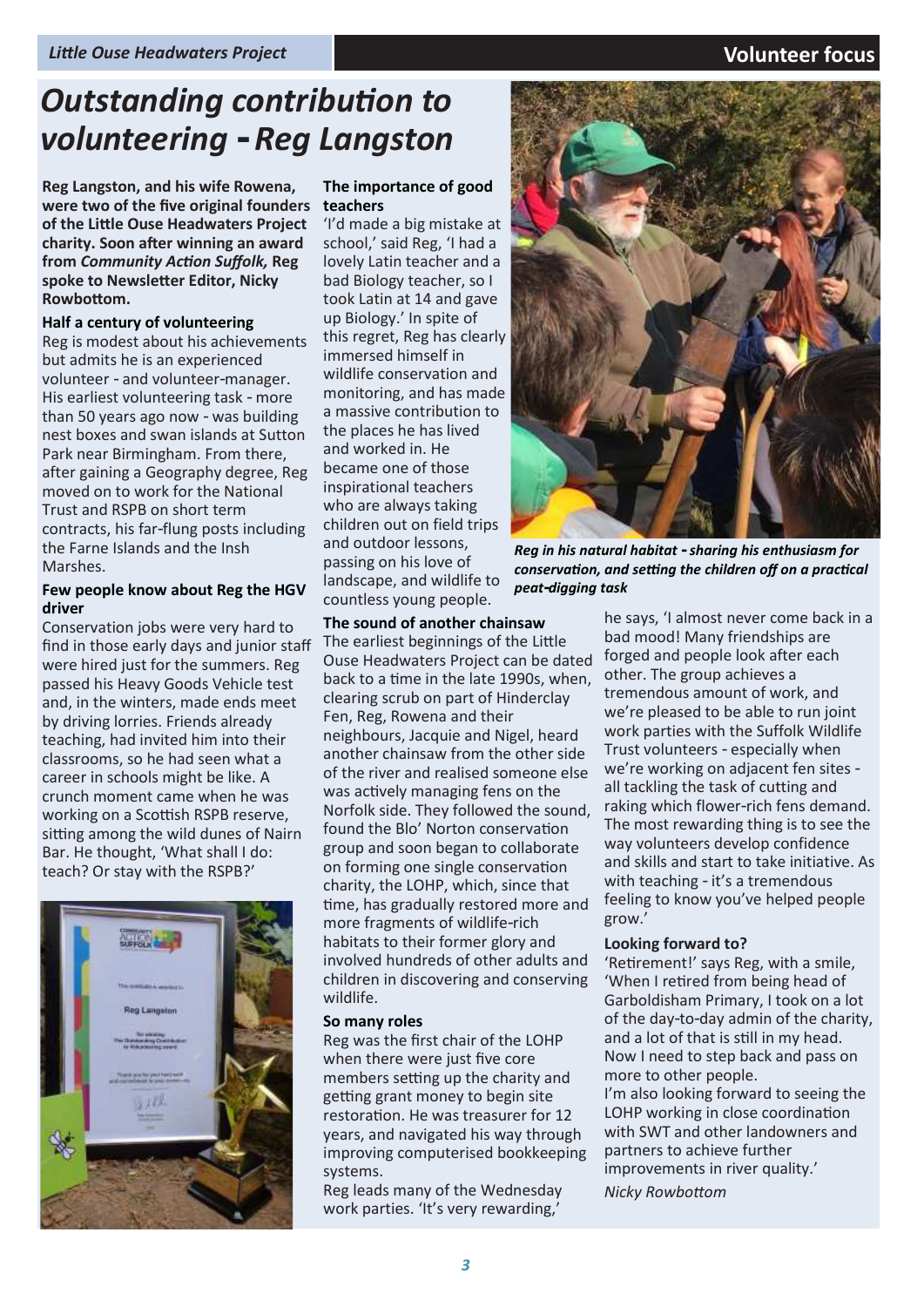# *Outstanding contribution to volunteering - Reg Langston*

**Reg Langston, and his wife Rowena, were two of the five original founders of the Little Ouse Headwaters Project charity. Soon after winning an award from *Community Action Suffolk,* Reg spoke to Newsletter Editor, Nicky Rowbottom.**

### Half a century of volunteering

Reg is modest about his achievements but admits he is an experienced volunteer - and volunteer-manager. His earliest volunteering task - more than 50 years ago now - was building nest boxes and swan islands at Sutton Park near Birmingham. From there, after gaining a Geography degree, Reg moved on to work for the National Trust and RSPB on short term contracts, his far-flung posts including the Farne Islands and the Insh Marshes.

### Few people know about Reg the HGV driver

Conservation jobs were very hard to find in those early days and junior staff were hired just for the summers. Reg passed his Heavy Goods Vehicle test and, in the winters, made ends meet by driving lorries. Friends already teaching, had invited him into their classrooms, so he had seen what a career in schools might be like. A crunch moment came when he was working on a Scottish RSPB reserve, sitting among the wild dunes of Nairn Bar. He thought, 'What shall I do: teach? Or stay with the RSPB?'

### The importance of good teachers

'I'd made a big mistake at school,' said Reg, 'I had a lovely Latin teacher and a bad Biology teacher, so I took Latin at 14 and gave up Biology.' In spite of this regret, Reg has clearly immersed himself in wildlife conservation and monitoring, and has made a massive contribution to the places he has lived and worked in. He became one of those inspirational teachers who are always taking children out on field trips and outdoor lessons, passing on his love of landscape, and wildlife to countless young people.

*Reg in his natural habitat - sharing his enthusiasm for conservation, and setting the children off on a practical peat-digging task*

### The sound of another chainsaw

The earliest beginnings of the Little Ouse Headwaters Project can be dated back to a time in the late 1990s, when, clearing scrub on part of Hinderclay Fen, Reg, Rowena and their neighbours, Jacquie and Nigel, heard another chainsaw from the other side of the river and realised someone else was actively managing fens on the Norfolk side. They followed the sound, found the Blo' Norton conservation group and soon began to collaborate on forming one single conservation charity, the LOHP, which, since that time, has gradually restored more and more fragments of wildlife-rich habitats to their former glory and involved hundreds of other adults and children in discovering and conserving wildlife.

### So many roles

Reg was the first chair of the LOHP when there were just five core members setting up the charity and getting grant money to begin site restoration. He was treasurer for 12 years, and navigated his way through improving computerised bookkeeping systems.

Reg leads many of the Wednesday work parties. 'It's very rewarding,' he says, 'I almost never come back in a bad mood! Many friendships are forged and people look after each other. The group achieves a tremendous amount of work, and we're pleased to be able to run joint work parties with the Suffolk Wildlife Trust volunteers - especially when we're working on adjacent fen sites - all tackling the task of cutting and raking which flower-rich fens demand. The most rewarding thing is to see the way volunteers develop confidence and skills and start to take initiative. As with teaching - it's a tremendous feeling to know you've helped people grow.'

### Looking forward to?

'Retirement!' says Reg, with a smile, 'When I retired from being head of Garboldisham Primary, I took on a lot of the day-to-day admin of the charity, and a lot of that is still in my head. Now I need to step back and pass on more to other people.

I'm also looking forward to seeing the LOHP working in close coordination with SWT and other landowners and partners to achieve further improvements in river quality.'

*Nicky Rowbottom*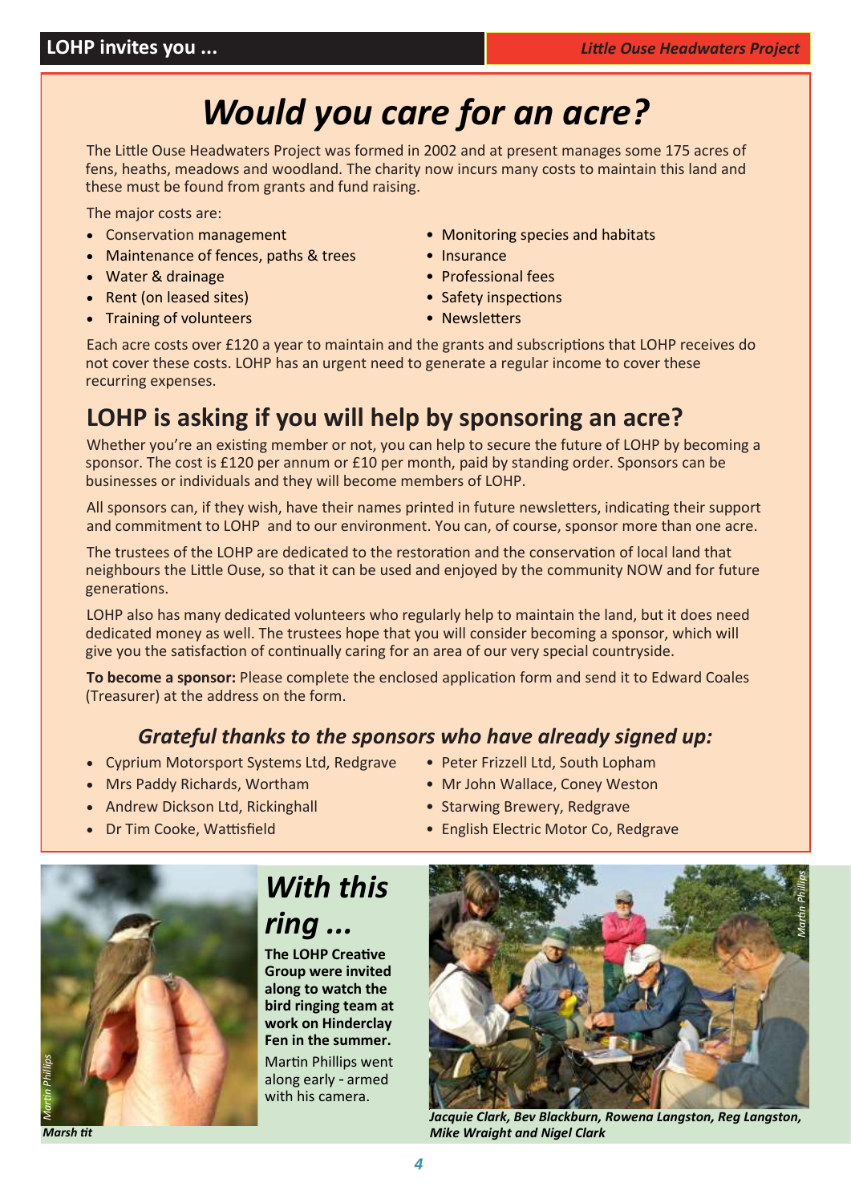# Would you care for an acre?

The Little Ouse Headwaters Project was formed in 2002 and at present manages some 175 acres of fens, heaths, meadows and woodland. The charity now incurs many costs to maintain this land and these must be found from grants and fund raising.

The major costs are:

- Conservation management
- Maintenance of fences, paths & trees
- Water & drainage
- Rent (on leased sites)
- Training of volunteers
- Monitoring species and habitats
- Insurance
- Professional fees
- Safety inspections
- Newsletters

Each acre costs over £120 a year to maintain and the grants and subscriptions that LOHP receives do not cover these costs. LOHP has an urgent need to generate a regular income to cover these recurring expenses.

## LOHP is asking if you will help by sponsoring an acre?

Whether you're an existing member or not, you can help to secure the future of LOHP by becoming a sponsor. The cost is £120 per annum or £10 per month, paid by standing order. Sponsors can be businesses or individuals and they will become members of LOHP.

All sponsors can, if they wish, have their names printed in future newsletters, indicating their support and commitment to LOHP and to our environment. You can, of course, sponsor more than one acre.

The trustees of the LOHP are dedicated to the restoration and the conservation of local land that neighbours the Little Ouse, so that it can be used and enjoyed by the community NOW and for future generations.

LOHP also has many dedicated volunteers who regularly help to maintain the land, but it does need dedicated money as well. The trustees hope that you will consider becoming a sponsor, which will give you the satisfaction of continually caring for an area of our very special countryside.

**To become a sponsor:** Please complete the enclosed application form and send it to Edward Coales (Treasurer) at the address on the form.

### *Grateful thanks to the sponsors who have already signed up:*

- Cyprium Motorsport Systems Ltd, Redgrave
- Mrs Paddy Richards, Wortham
- Andrew Dickson Ltd, Rickinghall
- Dr Tim Cooke, Wattisfield
- Peter Frizzell Ltd, South Lopham
- Mr John Wallace, Coney Weston
- Starwing Brewery, Redgrave
- English Electric Motor Co, Redgrave

Martin Phillips

*Marsh tit*

## *With this ring ...*

**The LOHP Creative Group were invited along to watch the bird ringing team at work on Hinderclay Fen in the summer.**

Martin Phillips went along early - armed with his camera.

Martin Phillips

*Jacquie Clark, Bev Blackburn, Rowena Langston, Reg Langston, Mike Wraight and Nigel Clark*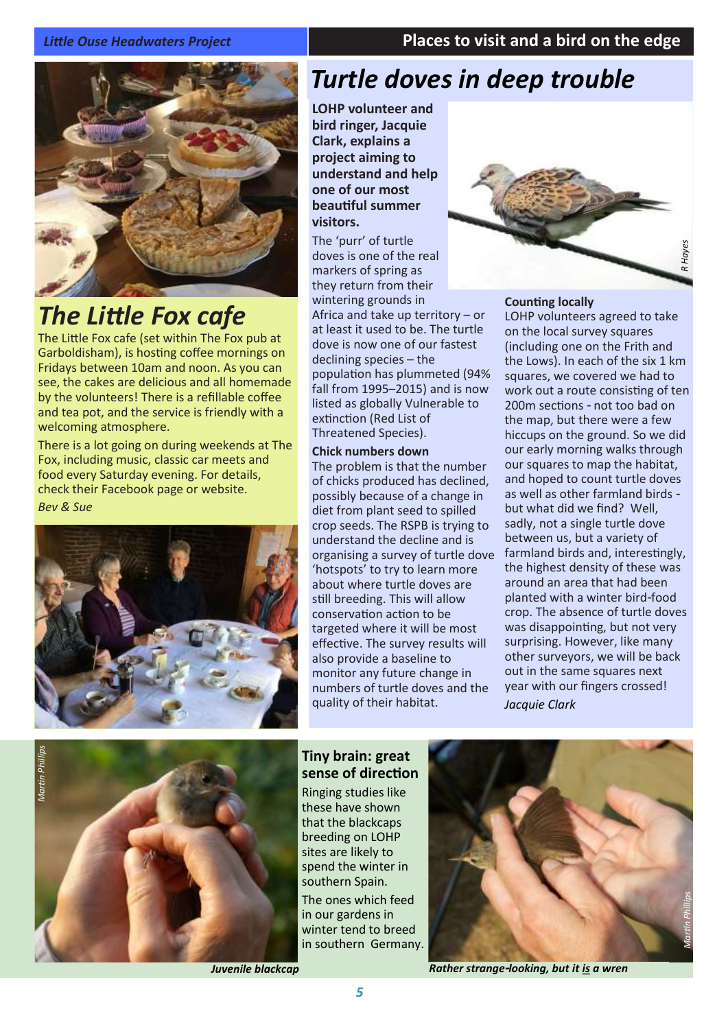## The Little Fox cafe

The Little Fox cafe (set within The Fox pub at Garboldisham), is hosting coffee mornings on Fridays between 10am and noon. As you can see, the cakes are delicious and all homemade by the volunteers! There is a refillable coffee and tea pot, and the service is friendly with a welcoming atmosphere.

There is a lot going on during weekends at The Fox, including music, classic car meets and food every Saturday evening. For details, check their Facebook page or website.

*Bev & Sue*

# *Turtle doves in deep trouble*

**LOHP volunteer and bird ringer, Jacquie Clark, explains a project aiming to understand and help one of our most beautiful summer visitors.**

The 'purr' of turtle doves is one of the real markers of spring as they return from their wintering grounds in Africa and take up territory – or at least it used to be. The turtle dove is now one of our fastest declining species – the population has plummeted (94% fall from 1995–2015) and is now listed as globally Vulnerable to extinction (Red List of Threatened Species).

*R Hayes*

### Chick numbers down

The problem is that the number of chicks produced has declined, possibly because of a change in diet from plant seed to spilled crop seeds. The RSPB is trying to understand the decline and is organising a survey of turtle dove 'hotspots' to try to learn more about where turtle doves are still breeding. This will allow conservation action to be targeted where it will be most effective. The survey results will also provide a baseline to monitor any future change in numbers of turtle doves and the quality of their habitat.

### Counting locally

LOHP volunteers agreed to take on the local survey squares (including one on the Frith and the Lows). In each of the six 1 km squares, we covered we had to work out a route consisting of ten 200m sections - not too bad on the map, but there were a few hiccups on the ground. So we did our early morning walks through our squares to map the habitat, and hoped to count turtle doves as well as other farmland birds - but what did we find? Well, sadly, not a single turtle dove between us, but a variety of farmland birds and, interestingly, the highest density of these was around an area that had been planted with a winter bird-food crop. The absence of turtle doves was disappointing, but not very surprising. However, like many other surveyors, we will be back out in the same squares next year with our fingers crossed!

*Jacquie Clark*

### Tiny brain: great sense of direction

Ringing studies like these have shown that the blackcaps breeding on LOHP sites are likely to spend the winter in southern Spain.

The ones which feed in our gardens in winter tend to breed in southern Germany.

*Martin Phillips*

***Juvenile blackcap***

*Martin Phillips*

***Rather strange-looking, but it is a wren***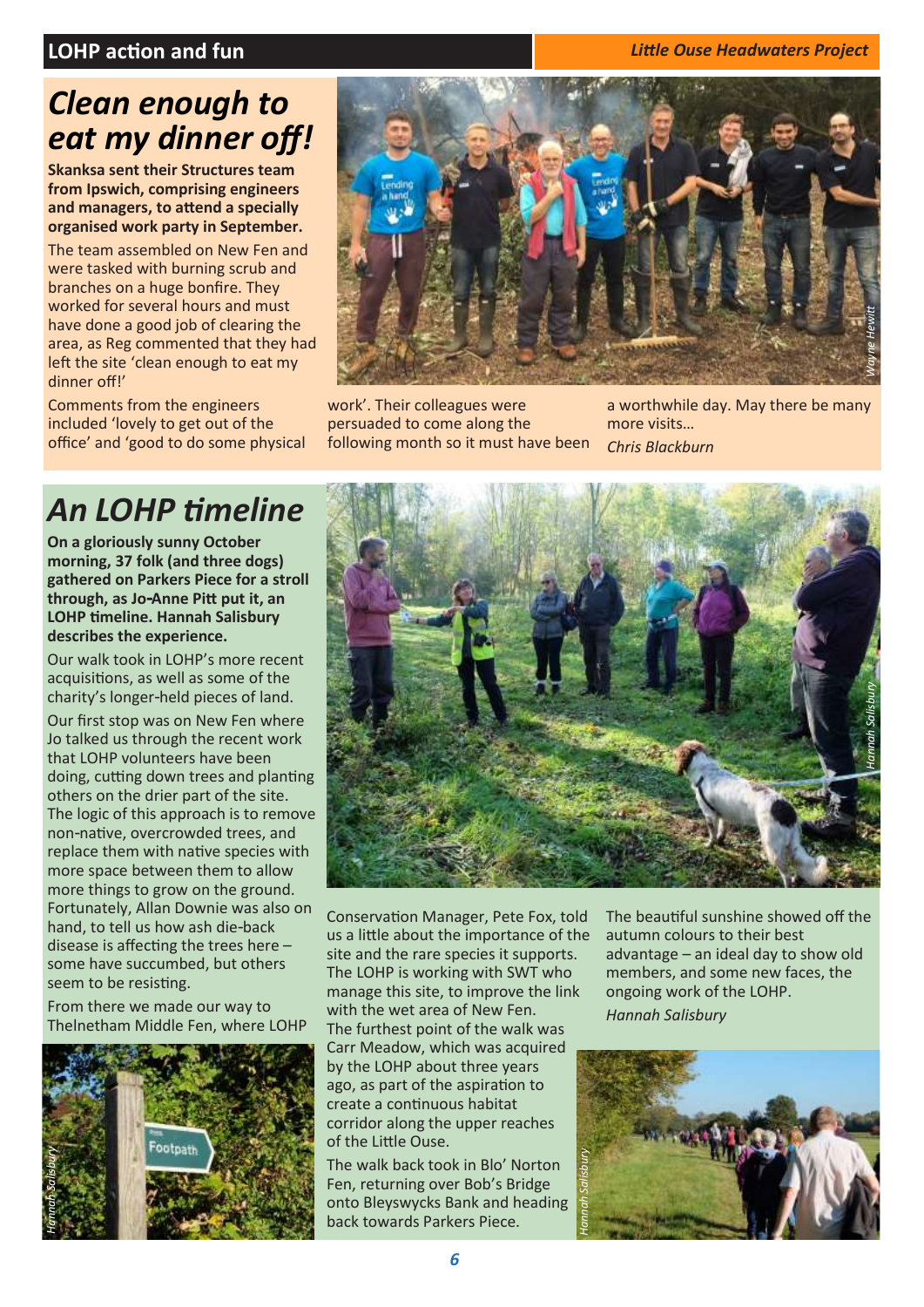## Clean enough to eat my dinner off!

**Skanksa sent their Structures team from Ipswich, comprising engineers and managers, to attend a specially organised work party in September.**

The team assembled on New Fen and were tasked with burning scrub and branches on a huge bonfire. They worked for several hours and must have done a good job of clearing the area, as Reg commented that they had left the site 'clean enough to eat my dinner off!'

Comments from the engineers included 'lovely to get out of the office' and 'good to do some physical work'. Their colleagues were persuaded to come along the following month so it must have been a worthwhile day. May there be many more visits…

*Chris Blackburn*

Wayne Hewitt

## An LOHP timeline

**On a gloriously sunny October morning, 37 folk (and three dogs) gathered on Parkers Piece for a stroll through, as Jo-Anne Pitt put it, an LOHP timeline. Hannah Salisbury describes the experience.**

Our walk took in LOHP's more recent acquisitions, as well as some of the charity's longer-held pieces of land.

Our first stop was on New Fen where Jo talked us through the recent work that LOHP volunteers have been doing, cutting down trees and planting others on the drier part of the site. The logic of this approach is to remove non-native, overcrowded trees, and replace them with native species with more space between them to allow more things to grow on the ground. Fortunately, Allan Downie was also on hand, to tell us how ash die-back disease is affecting the trees here – some have succumbed, but others seem to be resisting.

From there we made our way to Thelnetham Middle Fen, where LOHP Conservation Manager, Pete Fox, told us a little about the importance of the site and the rare species it supports. The LOHP is working with SWT who manage this site, to improve the link with the wet area of New Fen. The furthest point of the walk was Carr Meadow, which was acquired by the LOHP about three years ago, as part of the aspiration to create a continuous habitat corridor along the upper reaches of the Little Ouse.

The walk back took in Blo' Norton Fen, returning over Bob's Bridge onto Bleyswycks Bank and heading back towards Parkers Piece.

The beautiful sunshine showed off the autumn colours to their best advantage – an ideal day to show old members, and some new faces, the ongoing work of the LOHP.

*Hannah Salisbury*

Hannah Salisbury

Hannah Salisbury

Hannah Salisbury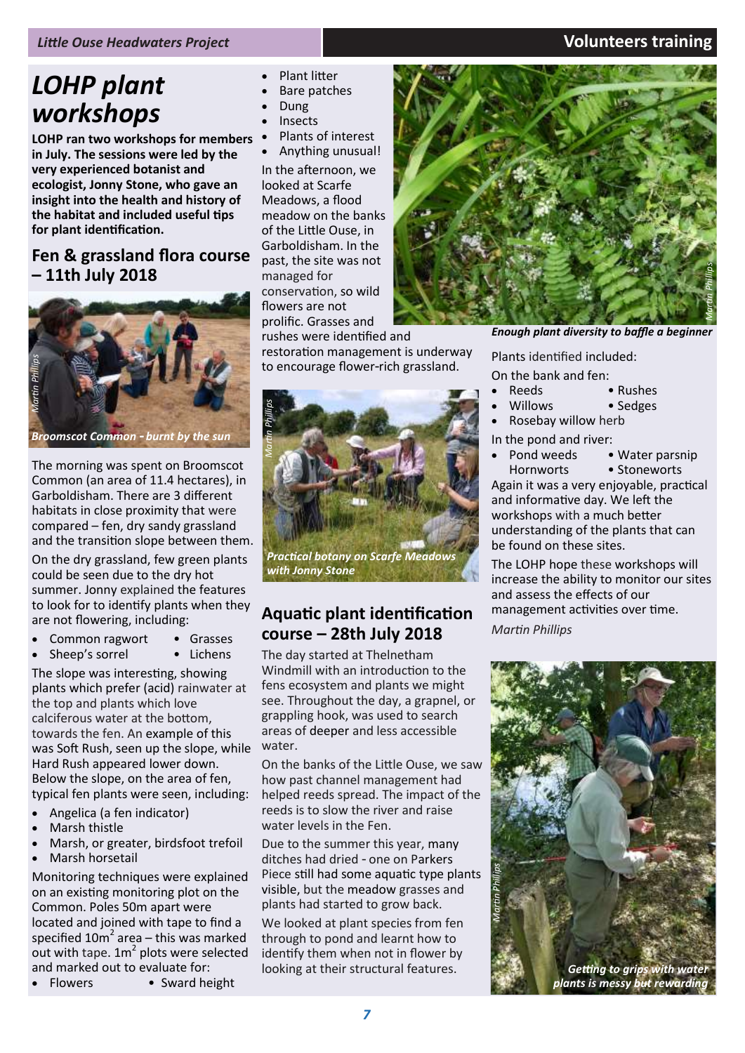# LOHP plant workshops

**LOHP ran two workshops for members in July. The sessions were led by the very experienced botanist and ecologist, Jonny Stone, who gave an insight into the health and history of the habitat and included useful tips for plant identification.**

## Fen & grassland flora course – 11th July 2018

*Broomscot Common - burnt by the sun*

The morning was spent on Broomscot Common (an area of 11.4 hectares), in Garboldisham. There are 3 different habitats in close proximity that were compared – fen, dry sandy grassland and the transition slope between them.

On the dry grassland, few green plants could be seen due to the dry hot summer. Jonny explained the features to look for to identify plants when they are not flowering, including:

- Common ragwort
- Sheep's sorrel
- Grasses
- Lichens

The slope was interesting, showing plants which prefer (acid) rainwater at the top and plants which love calciferous water at the bottom, towards the fen. An example of this was Soft Rush, seen up the slope, while Hard Rush appeared lower down.

Below the slope, on the area of fen, typical fen plants were seen, including:

- Angelica (a fen indicator)
- Marsh thistle
- Marsh, or greater, birdsfoot trefoil
- Marsh horsetail

Monitoring techniques were explained on an existing monitoring plot on the Common. Poles 50m apart were located and joined with tape to find a specified $10m^2$ area – this was marked out with tape. $1m^2$ plots were selected and marked out to evaluate for:

- Flowers
- Sward height
- Plant litter
- Bare patches
- Dung
- Insects
- Plants of interest
- Anything unusual!

In the afternoon, we looked at Scarfe Meadows, a flood meadow on the banks of the Little Ouse, in Garboldisham. In the past, the site was not managed for conservation, so wild flowers are not prolific. Grasses and rushes were identified and restoration management is underway to encourage flower-rich grassland.

*Practical botany on Scarfe Meadows with Jonny Stone*

## Aquatic plant identification course – 28th July 2018

The day started at Thelnetham Windmill with an introduction to the fens ecosystem and plants we might see. Throughout the day, a grapnel, or grappling hook, was used to search areas of deeper and less accessible water.

On the banks of the Little Ouse, we saw how past channel management had helped reeds spread. The impact of the reeds is to slow the river and raise water levels in the Fen.

Due to the summer this year, many ditches had dried - one on Parkers Piece still had some aquatic type plants visible, but the meadow grasses and plants had started to grow back.

We looked at plant species from fen through to pond and learnt how to identify them when not in flower by looking at their structural features.

*Enough plant diversity to baffle a beginner*

Plants identified included:

On the bank and fen:

- Reeds
- Rushes
- Willows
- Sedges
- Rosebay willow herb

In the pond and river:

- Pond weeds
- Water parsnip
- Hornworts
- Stoneworts

Again it was a very enjoyable, practical and informative day. We left the workshops with a much better understanding of the plants that can be found on these sites.

The LOHP hope these workshops will increase the ability to monitor our sites and assess the effects of our management activities over time.

*Martin Phillips*

*Getting to grips with water plants is messy but rewarding*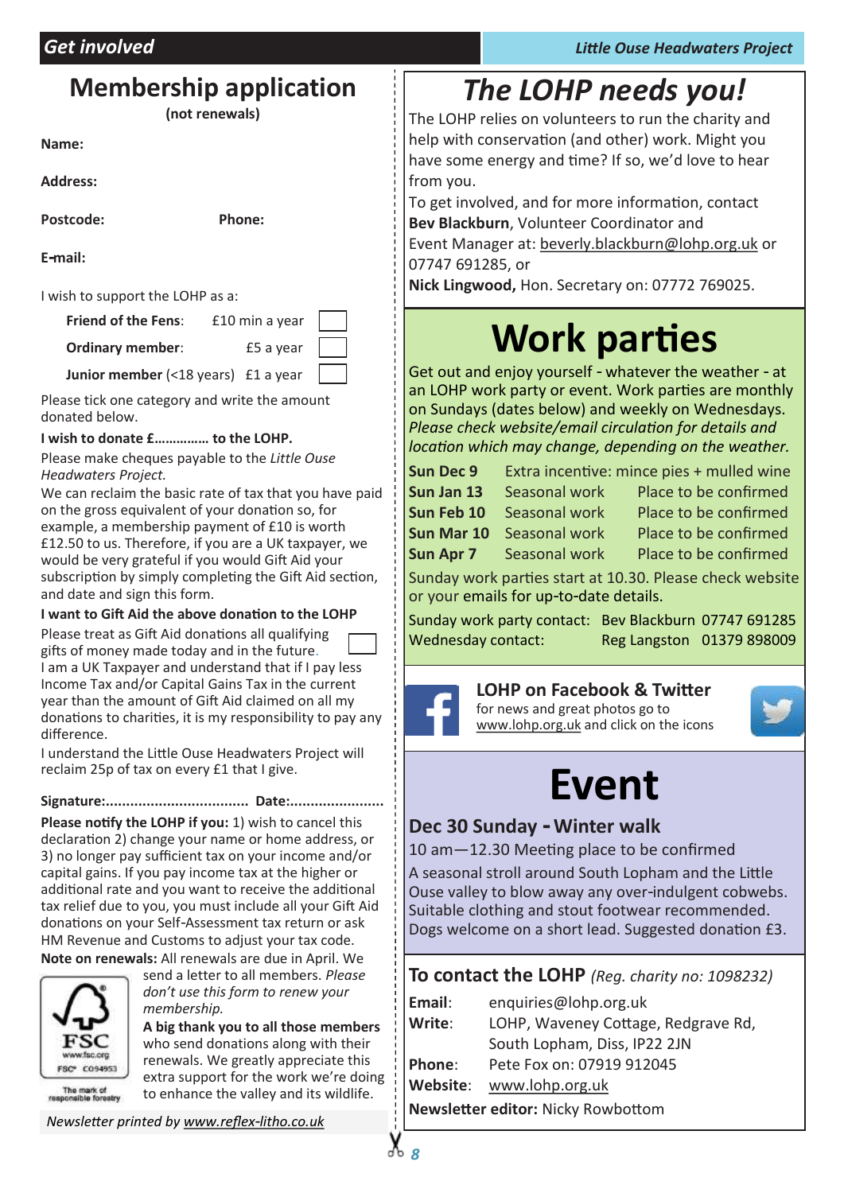# Membership application

**(not renewals)**

**Name:**

**Address:**

**Postcode:** **Phone:**

**E-mail:**

I wish to support the LOHP as a:

| | | |
|---|---|---|
| **Friend of the Fens**: | £10 min a year | ☐ |
| **Ordinary member**: | £5 a year | ☐ |
| **Junior member** (<18 years) | £1 a year | ☐ |

Please tick one category and write the amount donated below.

**I wish to donate £…………… to the LOHP.**

Please make cheques payable to the *Little Ouse Headwaters Project.*

We can reclaim the basic rate of tax that you have paid on the gross equivalent of your donation so, for example, a membership payment of £10 is worth £12.50 to us. Therefore, if you are a UK taxpayer, we would be very grateful if you would Gift Aid your subscription by simply completing the Gift Aid section, and date and sign this form.

**I want to Gift Aid the above donation to the LOHP**

Please treat as Gift Aid donations all qualifying gifts of money made today and in the future. ☐

I am a UK Taxpayer and understand that if I pay less Income Tax and/or Capital Gains Tax in the current year than the amount of Gift Aid claimed on all my donations to charities, it is my responsibility to pay any difference.

I understand the Little Ouse Headwaters Project will reclaim 25p of tax on every £1 that I give.

**Signature:................................... Date:.......................**

**Please notify the LOHP if you:** 1) wish to cancel this declaration 2) change your name or home address, or 3) no longer pay sufficient tax on your income and/or capital gains. If you pay income tax at the higher or additional rate and you want to receive the additional tax relief due to you, you must include all your Gift Aid donations on your Self-Assessment tax return or ask HM Revenue and Customs to adjust your tax code.

**Note on renewals:** All renewals are due in April. We send a letter to all members. *Please don't use this form to renew your membership.*

**A big thank you to all those members** who send donations along with their renewals. We greatly appreciate this extra support for the work we're doing to enhance the valley and its wildlife.

FSC www.fsc.org FSC® C094953
The mark of responsible forestry

*Newsletter printed by www.reflex-litho.co.uk*

# *The LOHP needs you!*

The LOHP relies on volunteers to run the charity and help with conservation (and other) work. Might you have some energy and time? If so, we'd love to hear from you.

To get involved, and for more information, contact **Bev Blackburn**, Volunteer Coordinator and Event Manager at: beverly.blackburn@lohp.org.uk or 07747 691285, or

**Nick Lingwood,** Hon. Secretary on: 07772 769025.

# Work parties

Get out and enjoy yourself - whatever the weather - at an LOHP work party or event. Work parties are monthly on Sundays (dates below) and weekly on Wednesdays. *Please check website/email circulation for details and location which may change, depending on the weather.*

| | | |
|---|---|---|
| **Sun Dec 9** | Extra incentive: mince pies + mulled wine | |
| **Sun Jan 13** | Seasonal work | Place to be confirmed |
| **Sun Feb 10** | Seasonal work | Place to be confirmed |
| **Sun Mar 10** | Seasonal work | Place to be confirmed |
| **Sun Apr 7** | Seasonal work | Place to be confirmed |

Sunday work parties start at 10.30. Please check website or your emails for up-to-date details.

| | | |
|---|---|---|
| Sunday work party contact: | Bev Blackburn | 07747 691285 |
| Wednesday contact: | Reg Langston | 01379 898009 |

## LOHP on Facebook & Twitter

for news and great photos go to www.lohp.org.uk and click on the icons

# Event

## Dec 30 Sunday - Winter walk

10 am—12.30 Meeting place to be confirmed

A seasonal stroll around South Lopham and the Little Ouse valley to blow away any over-indulgent cobwebs. Suitable clothing and stout footwear recommended. Dogs welcome on a short lead. Suggested donation £3.

## To contact the LOHP *(Reg. charity no: 1098232)*

**Email**: enquiries@lohp.org.uk

**Write**: LOHP, Waveney Cottage, Redgrave Rd, South Lopham, Diss, IP22 2JN

**Phone**: Pete Fox on: 07919 912045

**Website**: www.lohp.org.uk

**Newsletter editor:** Nicky Rowbottom